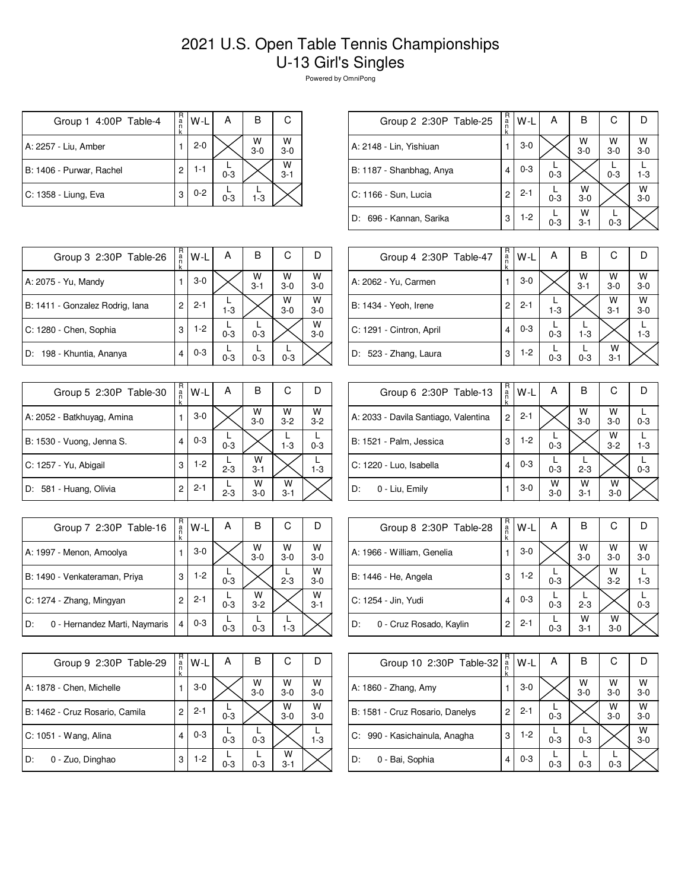# 2021 U.S. Open Table Tennis Championships
## U-13 Girl's Singles

Powered by OmniPong

| Group 1 4:00P Table-4 | Rank | W-L | A | B | C |
|---|---|---|---|---|---|
| A: 2257 - Liu, Amber | 1 | 2-0 | | W 3-0 | W 3-0 |
| B: 1406 - Purwar, Rachel | 2 | 1-1 | L 0-3 | | W 3-1 |
| C: 1358 - Liung, Eva | 3 | 0-2 | L 0-3 | L 1-3 | |

| Group 2 2:30P Table-25 | Rank | W-L | A | B | C | D |
|---|---|---|---|---|---|---|
| A: 2148 - Lin, Yishiuan | 1 | 3-0 | | W 3-0 | W 3-0 | W 3-0 |
| B: 1187 - Shanbhag, Anya | 4 | 0-3 | L 0-3 | | L 0-3 | L 1-3 |
| C: 1166 - Sun, Lucia | 2 | 2-1 | L 0-3 | W 3-0 | | W 3-0 |
| D: 696 - Kannan, Sarika | 3 | 1-2 | L 0-3 | W 3-1 | L 0-3 | |

| Group 3 2:30P Table-26 | Rank | W-L | A | B | C | D |
|---|---|---|---|---|---|---|
| A: 2075 - Yu, Mandy | 1 | 3-0 | | W 3-1 | W 3-0 | W 3-0 |
| B: 1411 - Gonzalez Rodrig, Iana | 2 | 2-1 | L 1-3 | | W 3-0 | W 3-0 |
| C: 1280 - Chen, Sophia | 3 | 1-2 | L 0-3 | L 0-3 | | W 3-0 |
| D: 198 - Khuntia, Ananya | 4 | 0-3 | L 0-3 | L 0-3 | L 0-3 | |

| Group 4 2:30P Table-47 | Rank | W-L | A | B | C | D |
|---|---|---|---|---|---|---|
| A: 2062 - Yu, Carmen | 1 | 3-0 | | W 3-1 | W 3-0 | W 3-0 |
| B: 1434 - Yeoh, Irene | 2 | 2-1 | L 1-3 | | W 3-1 | W 3-0 |
| C: 1291 - Cintron, April | 4 | 0-3 | L 0-3 | L 1-3 | | L 1-3 |
| D: 523 - Zhang, Laura | 3 | 1-2 | L 0-3 | L 0-3 | W 3-1 | |

| Group 5 2:30P Table-30 | Rank | W-L | A | B | C | D |
|---|---|---|---|---|---|---|
| A: 2052 - Batkhuyag, Amina | 1 | 3-0 | | W 3-0 | W 3-2 | W 3-2 |
| B: 1530 - Vuong, Jenna S. | 4 | 0-3 | L 0-3 | | L 1-3 | L 0-3 |
| C: 1257 - Yu, Abigail | 3 | 1-2 | L 2-3 | W 3-1 | | L 1-3 |
| D: 581 - Huang, Olivia | 2 | 2-1 | L 2-3 | W 3-0 | W 3-1 | |

| Group 6 2:30P Table-13 | Rank | W-L | A | B | C | D |
|---|---|---|---|---|---|---|
| A: 2033 - Davila Santiago, Valentina | 2 | 2-1 | | W 3-0 | W 3-0 | L 0-3 |
| B: 1521 - Palm, Jessica | 3 | 1-2 | L 0-3 | | W 3-2 | L 1-3 |
| C: 1220 - Luo, Isabella | 4 | 0-3 | L 0-3 | L 2-3 | | L 0-3 |
| D: 0 - Liu, Emily | 1 | 3-0 | W 3-0 | W 3-1 | W 3-0 | |

| Group 7 2:30P Table-16 | Rank | W-L | A | B | C | D |
|---|---|---|---|---|---|---|
| A: 1997 - Menon, Amoolya | 1 | 3-0 | | W 3-0 | W 3-0 | W 3-0 |
| B: 1490 - Venkateraman, Priya | 3 | 1-2 | L 0-3 | | L 2-3 | W 3-0 |
| C: 1274 - Zhang, Mingyan | 2 | 2-1 | L 0-3 | W 3-2 | | W 3-1 |
| D: 0 - Hernandez Marti, Naymaris | 4 | 0-3 | L 0-3 | L 0-3 | L 1-3 | |

| Group 8 2:30P Table-28 | Rank | W-L | A | B | C | D |
|---|---|---|---|---|---|---|
| A: 1966 - William, Genelia | 1 | 3-0 | | W 3-0 | W 3-0 | W 3-0 |
| B: 1446 - He, Angela | 3 | 1-2 | L 0-3 | | W 3-2 | L 1-3 |
| C: 1254 - Jin, Yudi | 4 | 0-3 | L 0-3 | L 2-3 | | L 0-3 |
| D: 0 - Cruz Rosado, Kaylin | 2 | 2-1 | L 0-3 | W 3-1 | W 3-0 | |

| Group 9 2:30P Table-29 | Rank | W-L | A | B | C | D |
|---|---|---|---|---|---|---|
| A: 1878 - Chen, Michelle | 1 | 3-0 | | W 3-0 | W 3-0 | W 3-0 |
| B: 1462 - Cruz Rosario, Camila | 2 | 2-1 | L 0-3 | | W 3-0 | W 3-0 |
| C: 1051 - Wang, Alina | 4 | 0-3 | L 0-3 | L 0-3 | | L 1-3 |
| D: 0 - Zuo, Dinghao | 3 | 1-2 | L 0-3 | L 0-3 | W 3-1 | |

| Group 10 2:30P Table-32 | Rank | W-L | A | B | C | D |
|---|---|---|---|---|---|---|
| A: 1860 - Zhang, Amy | 1 | 3-0 | | W 3-0 | W 3-0 | W 3-0 |
| B: 1581 - Cruz Rosario, Danelys | 2 | 2-1 | L 0-3 | | W 3-0 | W 3-0 |
| C: 990 - Kasichainula, Anagha | 3 | 1-2 | L 0-3 | L 0-3 | | W 3-0 |
| D: 0 - Bai, Sophia | 4 | 0-3 | L 0-3 | L 0-3 | L 0-3 | |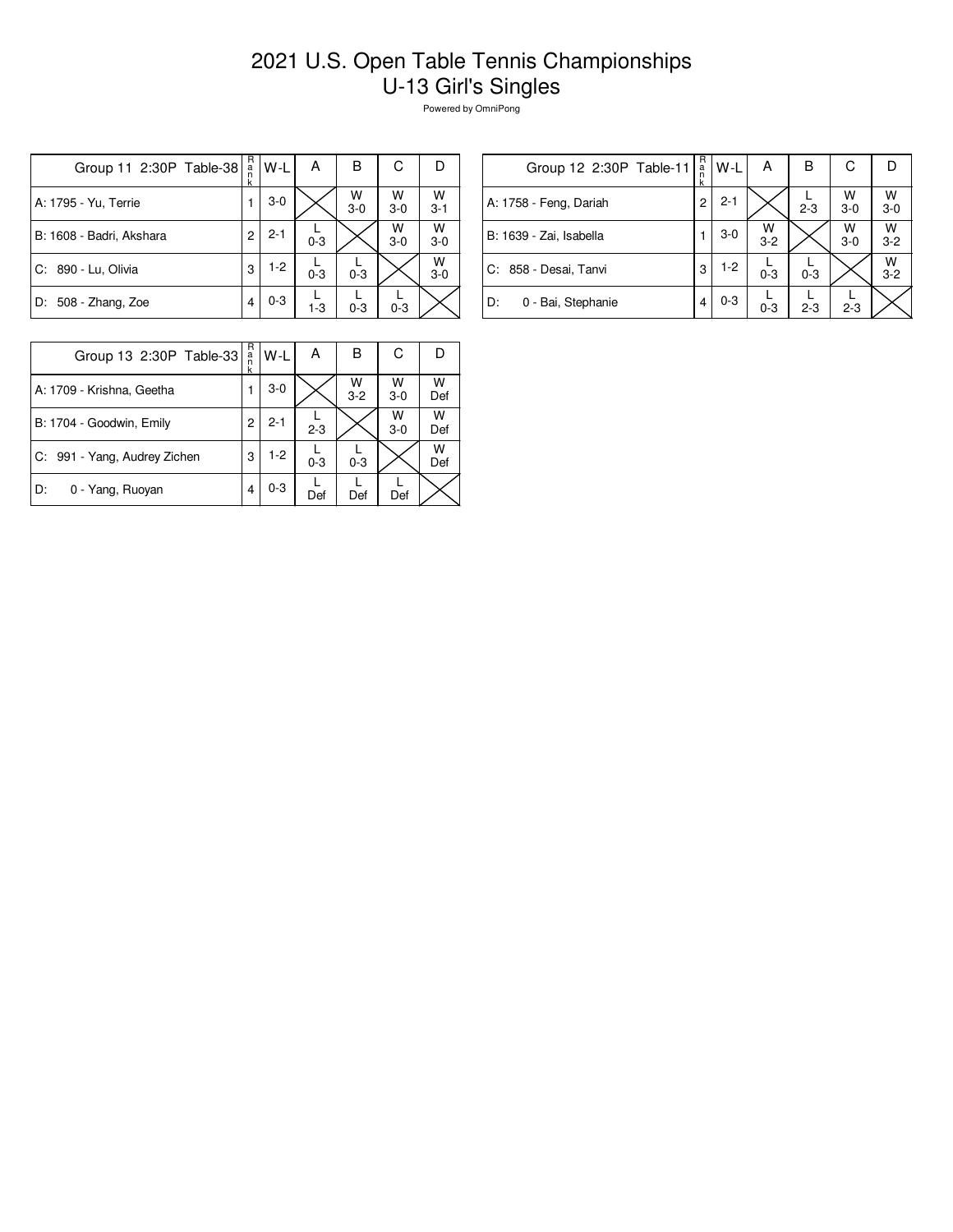# 2021 U.S. Open Table Tennis Championships
# U-13 Girl's Singles

Powered by OmniPong

| Group 11 2:30P Table-38 | Rank | W-L | A | B | C | D |
|---|---|---|---|---|---|---|
| A: 1795 - Yu, Terrie | 1 | 3-0 | | W 3-0 | W 3-0 | W 3-1 |
| B: 1608 - Badri, Akshara | 2 | 2-1 | L 0-3 | | W 3-0 | W 3-0 |
| C: 890 - Lu, Olivia | 3 | 1-2 | L 0-3 | L 0-3 | | W 3-0 |
| D: 508 - Zhang, Zoe | 4 | 0-3 | L 1-3 | L 0-3 | L 0-3 | |

| Group 12 2:30P Table-11 | Rank | W-L | A | B | C | D |
|---|---|---|---|---|---|---|
| A: 1758 - Feng, Dariah | 2 | 2-1 | | L 2-3 | W 3-0 | W 3-0 |
| B: 1639 - Zai, Isabella | 1 | 3-0 | W 3-2 | | W 3-0 | W 3-2 |
| C: 858 - Desai, Tanvi | 3 | 1-2 | L 0-3 | L 0-3 | | W 3-2 |
| D: 0 - Bai, Stephanie | 4 | 0-3 | L 0-3 | L 2-3 | L 2-3 | |

| Group 13 2:30P Table-33 | Rank | W-L | A | B | C | D |
|---|---|---|---|---|---|---|
| A: 1709 - Krishna, Geetha | 1 | 3-0 | | W 3-2 | W 3-0 | W Def |
| B: 1704 - Goodwin, Emily | 2 | 2-1 | L 2-3 | | W 3-0 | W Def |
| C: 991 - Yang, Audrey Zichen | 3 | 1-2 | L 0-3 | L 0-3 | | W Def |
| D: 0 - Yang, Ruoyan | 4 | 0-3 | L Def | L Def | L Def | |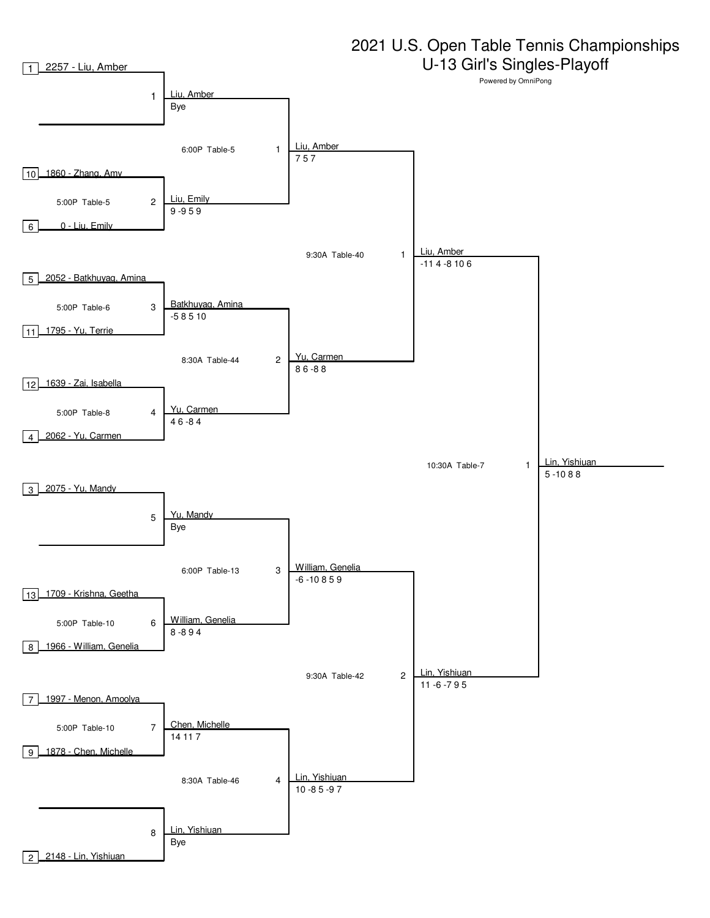# 2021 U.S. Open Table Tennis Championships

## U-13 Girl's Singles-Playoff

Powered by OmniPong

### First Round

| Match | Time / Table | Seed | Player | Seed | Player | Winner | Score |
|---|---|---|---|---|---|---|---|
| 1 | | 1 | 2257 - Liu, Amber | | | Liu, Amber | Bye |
| 2 | 5:00P Table-5 | 10 | 1860 - Zhang, Amy | 6 | 0 - Liu, Emily | Liu, Emily | 9 -9 5 9 |
| 3 | 5:00P Table-6 | 5 | 2052 - Batkhuyag, Amina | 11 | 1795 - Yu, Terrie | Batkhuyag, Amina | -5 8 5 10 |
| 4 | 5:00P Table-8 | 12 | 1639 - Zai, Isabella | 4 | 2062 - Yu, Carmen | Yu, Carmen | 4 6 -8 4 |
| 5 | | 3 | 2075 - Yu, Mandy | | | Yu, Mandy | Bye |
| 6 | 5:00P Table-10 | 13 | 1709 - Krishna, Geetha | 8 | 1966 - William, Genelia | William, Genelia | 8 -8 9 4 |
| 7 | 5:00P Table-10 | 7 | 1997 - Menon, Amoolya | 9 | 1878 - Chen, Michelle | Chen, Michelle | 14 11 7 |
| 8 | | | | 2 | 2148 - Lin, Yishiuan | Lin, Yishiuan | Bye |

### Quarterfinals

| Match | Time / Table | Winner | Score |
|---|---|---|---|
| 1 | 6:00P Table-5 | Liu, Amber | 7 5 7 |
| 2 | 8:30A Table-44 | Yu, Carmen | 8 6 -8 8 |
| 3 | 6:00P Table-13 | William, Genelia | -6 -10 8 5 9 |
| 4 | 8:30A Table-46 | Lin, Yishiuan | 10 -8 5 -9 7 |

### Semifinals

| Match | Time / Table | Winner | Score |
|---|---|---|---|
| 1 | 9:30A Table-40 | Liu, Amber | -11 4 -8 10 6 |
| 2 | 9:30A Table-42 | Lin, Yishiuan | 11 -6 -7 9 5 |

### Final

| Match | Time / Table | Winner | Score |
|---|---|---|---|
| 1 | 10:30A Table-7 | Lin, Yishiuan | 5 -10 8 8 |